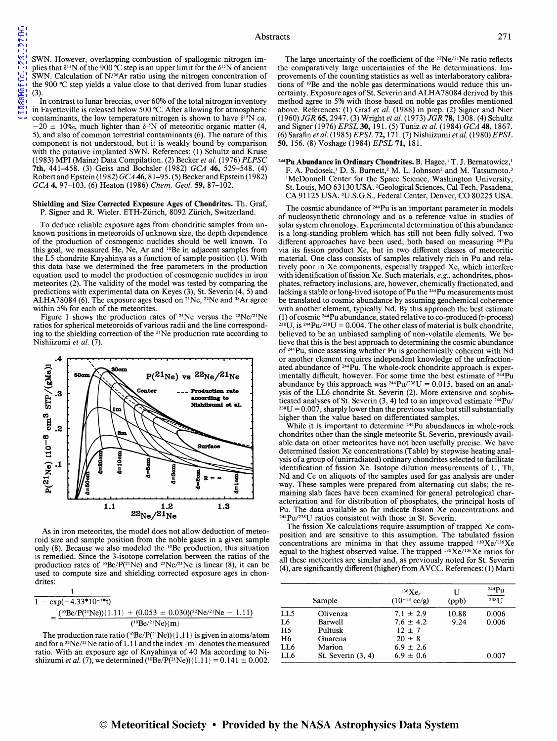SWN. However, overlapping combustion of spallogenic nitrogen implies that $\delta^{15}N$ of the 900 °C step is an upper limit for the $\delta^{15}N$ of ancient SWN. Calculation of $N/^{36}Ar$ ratio using the nitrogen concentration of the 900 °C step yields a value close to that derived from lunar studies (3).

In contrast to lunar breccias, over 60% of the total nitrogen inventory in Fayetteville is released below 500 °C. After allowing for atmospheric contaminants, the low temperature nitrogen is shown to have $\delta^{15}N$ *ca.* −20 ± 10‰, much lighter than $\delta^{15}N$ of meteoritic organic matter (4, 5), and also of common terrestrial contaminants (6). The nature of this component is not understood, but it is weakly bound by comparison with the putative implanted SWN. References: (1) Schultz and Kruse (1983) MPI (Mainz) Data Compilation. (2) Becker *et al.* (1976) *PLPSC* **7th**, 441–458. (3) Geiss and Bochsler (1982) *GCA* **46**, 529–548. (4) Robert and Epstein (1982) *GCA* **46**, 81–95. (5) Becker and Epstein (1982) *GCA* **4**, 97–103. (6) Heaton (1986) *Chem. Geol.* **59**, 87–102.

## Shielding and Size Corrected Exposure Ages of Chondrites.

Th. Graf, P. Signer and R. Wieler. ETH-Zürich, 8092 Zürich, Switzerland.

To deduce reliable exposure ages from chondritic samples from unknown positions in meteoroids of unknown size, the depth dependence of the production of cosmogenic nuclides should be well known. To this goal, we measured He, Ne, Ar and $^{10}Be$ in adjacent samples from the L5 chondrite Knyahinya as a function of sample position (1). With this data base we determined the free parameters in the production equation used to model the production of cosmogenic nuclides in iron meteorites (2). The validity of the model was tested by comparing the predictions with experimental data on Keyes (3), St. Severin (4, 5) and ALHA78084 (6). The exposure ages based on $^{21}Ne$, $^{22}Ne$ and $^{38}Ar$ agree within 5% for each of the meteorites.

Figure 1 shows the production rates of $^{21}Ne$ versus the $^{22}Ne/^{21}Ne$ ratios for spherical meteoroids of various radii and the line corresponding to the shielding correction of the $^{21}Ne$ production rate according to Nishiizumi *et al.* (7).

As in iron meteorites, the model does not allow deduction of meteoroid size and sample position from the noble gases in a given sample only (8). Because we also modeled the $^{10}Be$ production, this situation is remedied. Since the 3-isotope correlation between the ratios of the production rates of $^{10}Be/P(^{21}Ne)$ and $^{22}Ne/^{21}Ne$ is linear (8), it can be used to compute size and shielding corrected exposure ages in chondrites:

$$\frac{t}{1 - \exp(-4.33 \cdot 10^{-7} t)} = \frac{(^{10}Be/P(^{21}Ne))\{1.11\} + (0.053 \pm 0.030)(^{22}Ne/^{21}Ne - 1.11)}{(^{10}Be/^{21}Ne)\{m\}}$$

The production rate ratio $(^{10}Be/P(^{21}Ne))\{1.11\}$ is given in atoms/atom and for a $^{22}Ne/^{21}Ne$ ratio of 1.11 and the index $\{m\}$ denotes the measured ratio. With an exposure age of Knyahinya of 40 Ma according to Nishiizumi *et al.* (7), we determined $(^{10}Be/P(^{21}Ne))\{1.11\} = 0.141 \pm 0.002$.

The large uncertainty of the coefficient of the $^{22}Ne/^{21}Ne$ ratio reflects the comparatively large uncertainties of the Be determinations. Improvements of the counting statistics as well as interlaboratory calibrations of $^{10}Be$ and the noble gas determinations would reduce this uncertainty. Exposure ages of St. Severin and ALHA78084 derived by this method agree to 5% with those based on noble gas profiles mentioned above. References: (1) Graf *et al.* (1988) in prep. (2) Signer and Nier (1960) *JGR* **65**, 2947. (3) Wright *et al.* (1973) *JGR* **78**, 1308. (4) Schultz and Signer (1976) *EPSL* **30**, 191. (5) Tuniz *et al.* (1984) *GCA* **48**, 1867. (6) Sarafin *et al.* (1985) *EPSL* **72**, 171. (7) Nishiizumi *et al.* (1980) *EPSL* **50**, 156. (8) Voshage (1984) *EPSL* **71**, 181.

## $^{244}Pu$ Abundance in Ordinary Chondrites.

B. Hagee,[1] T. J. Bernatowicz,[1] F. A. Podosek,[1] D. S. Burnett,[2] M. L. Johnson[2] and M. Tatsumoto.[3] [1]McDonnell Center for the Space Science, Washington University, St. Louis, MO 63130 USA. [2]Geological Sciences, Cal Tech, Pasadena, CA 91125 USA. [3]U.S.G.S., Federal Center, Denver, CO 80225 USA.

The cosmic abundance of $^{244}Pu$ is an important parameter in models of nucleosynthetic chronology and as a reference value in studies of solar system chronology. Experimental determination of this abundance is a long-standing problem which has still not been fully solved. Two different approaches have been used, both based on measuring $^{244}Pu$ via its fission product Xe, but in two different classes of meteoritic material. One class consists of samples relatively rich in Pu and relatively poor in Xe components, especially trapped Xe, which interfere with identification of fission Xe. Such materials, *e.g.*, achondrites, phosphates, refractory inclusions, are, however, chemically fractionated, and lacking a stable or long-lived isotope of Pu the $^{244}Pu$ measurements must be translated to cosmic abundance by assuming geochemical coherence with another element, typically Nd. By this approach the best estimate (1) of cosmic $^{244}Pu$ abundance, stated relative to co-produced (r-process) $^{238}U$, is $^{244}Pu/^{238}U = 0.004$. The other class of material is bulk chondrite, believed to be an unbiased sampling of non-volatile elements. We believe that this is the best approach to determining the cosmic abundance of $^{244}Pu$, since assessing whether Pu is geochemically coherent with Nd or another element requires independent knowledge of the unfractionated abundance of $^{244}Pu$. The whole-rock chondrite approach is experimentally difficult, however. For some time the best estimate of $^{244}Pu$ abundance by this approach was $^{244}Pu/^{238}U = 0.015$, based on an analysis of the LL6 chondrite St. Severin (2). More extensive and sophisticated analyses of St. Severin (3, 4) led to an improved estimate $^{244}Pu/^{238}U = 0.007$, sharply lower than the previous value but still substantially higher than the value based on differentiated samples.

While it is important to determine $^{244}Pu$ abundances in whole-rock chondrites other than the single meteorite St. Severin, previously available data on other meteorites have not been usefully precise. We have determined fission Xe concentrations (Table) by stepwise heating analysis of a group of (unirradiated) ordinary chondrites selected to facilitate identification of fission Xe. Isotope dilution measurements of U, Th, Nd and Ce on aliquots of the samples used for gas analysis are under way. These samples were prepared from alternating cut slabs; the remaining slab faces have been examined for general petrological characterization and for distribution of phosphates, the principal hosts of Pu. The data available so far indicate fission Xe concentrations and $^{244}Pu/^{238}U$ ratios consistent with those in St. Severin.

The fission Xe calculations require assumption of trapped Xe composition and are sensitive to this assumption. The tabulated fission concentrations are minima in that they assume trapped $^{130}Xe/^{136}Xe$ equal to the highest observed value. The trapped $^{130}Xe/^{136}Xe$ ratios for all these meteorites are similar and, as previously noted for St. Severin (4), are significantly different (higher) from AVCC. References: (1) Marti

| | Sample | $^{136}Xe_f$ ($10^{-13}$ cc/g) | U (ppb) | $^{244}Pu/^{238}U$ |
|---|---|---|---|---|
| LL5 | Olivenza | 7.1 ± 2.9 | 10.88 | 0.006 |
| L6 | Barwell | 7.6 ± 4.2 | 9.24 | 0.006 |
| H5 | Pultusk | 12 ± 7 | | |
| H6 | Guarena | 20 ± 8 | | |
| LL6 | Marion | 6.9 ± 2.6 | | |
| LL6 | St. Severin (3, 4) | 6.9 ± 0.6 | | 0.007 |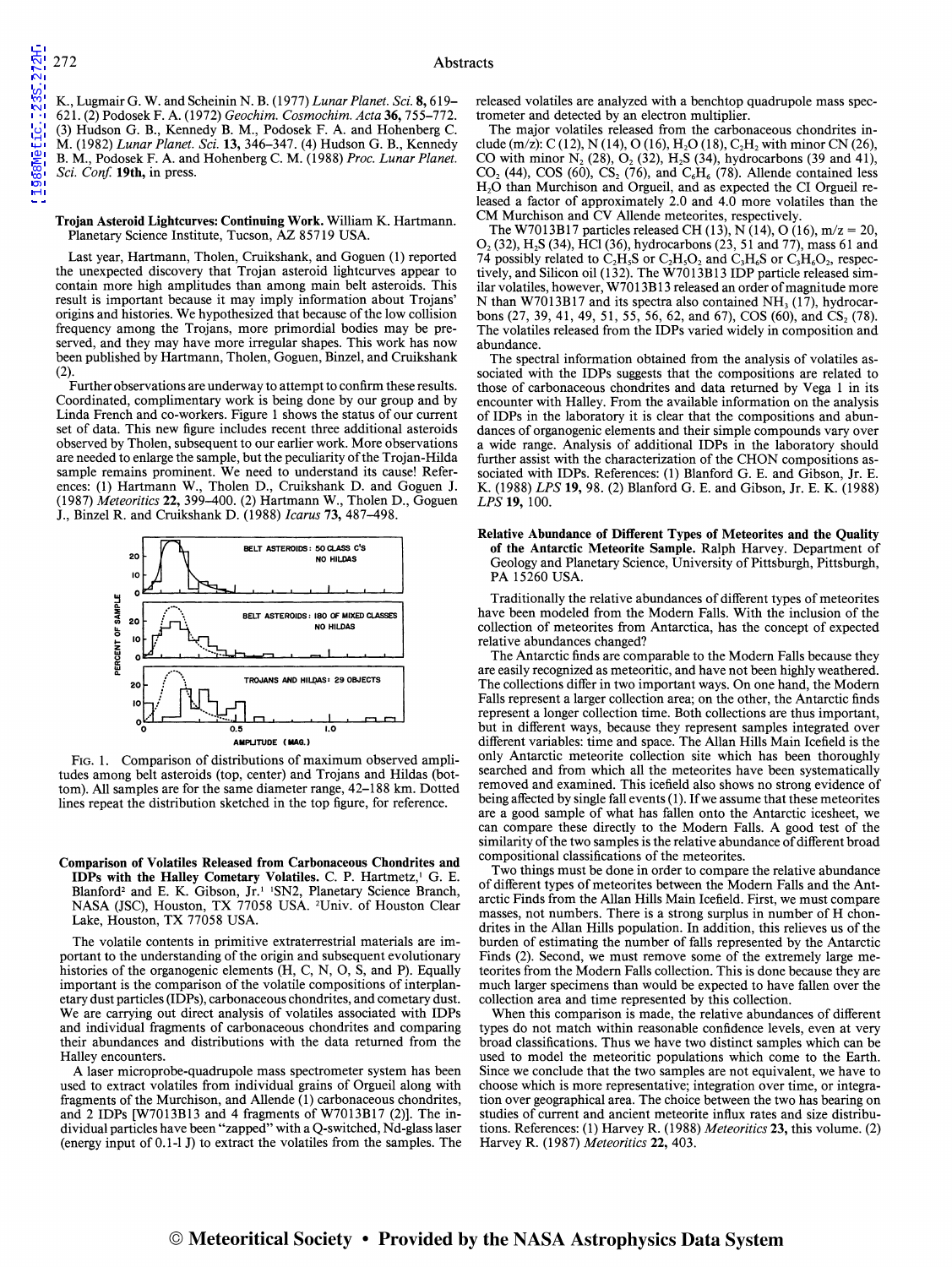K., Lugmair G. W. and Scheinin N. B. (1977) *Lunar Planet. Sci.* **8,** 619–621. (2) Podosek F. A. (1972) *Geochim. Cosmochim. Acta* **36,** 755–772. (3) Hudson G. B., Kennedy B. M., Podosek F. A. and Hohenberg C. M. (1982) *Lunar Planet. Sci.* **13,** 346–347. (4) Hudson G. B., Kennedy B. M., Podosek F. A. and Hohenberg C. M. (1988) *Proc. Lunar Planet. Sci. Conf.* **19th,** in press.

## Trojan Asteroid Lightcurves: Continuing Work. William K. Hartmann. Planetary Science Institute, Tucson, AZ 85719 USA.

Last year, Hartmann, Tholen, Cruikshank, and Goguen (1) reported the unexpected discovery that Trojan asteroid lightcurves appear to contain more high amplitudes than among main belt asteroids. This result is important because it may imply information about Trojans' origins and histories. We hypothesized that because of the low collision frequency among the Trojans, more primordial bodies may be preserved, and they may have more irregular shapes. This work has now been published by Hartmann, Tholen, Goguen, Binzel, and Cruikshank (2).

Further observations are underway to attempt to confirm these results. Coordinated, complimentary work is being done by our group and by Linda French and co-workers. Figure 1 shows the status of our current set of data. This new figure includes recent three additional asteroids observed by Tholen, subsequent to our earlier work. More observations are needed to enlarge the sample, but the peculiarity of the Trojan-Hilda sample remains prominent. We need to understand its cause! References: (1) Hartmann W., Tholen D., Cruikshank D. and Goguen J. (1987) *Meteoritics* **22,** 399–400. (2) Hartmann W., Tholen D., Goguen J., Binzel R. and Cruikshank D. (1988) *Icarus* **73,** 487–498.

BELT ASTEROIDS: 50 CLASS C'S
NO HILDAS

BELT ASTEROIDS: 180 OF MIXED CLASSES
NO HILDAS

TROJANS AND HILDAS: 29 OBJECTS

PERCENT OF SAMPLE

20
10
0

AMPLITUDE (MAG.)

0
0.5
1.0

FIG. 1. Comparison of distributions of maximum observed amplitudes among belt asteroids (top, center) and Trojans and Hildas (bottom). All samples are for the same diameter range, 42–188 km. Dotted lines repeat the distribution sketched in the top figure, for reference.

## Comparison of Volatiles Released from Carbonaceous Chondrites and IDPs with the Halley Cometary Volatiles. C. P. Hartmetz,[1] G. E. Blanford[2] and E. K. Gibson, Jr.[1] [1]SN2, Planetary Science Branch, NASA (JSC), Houston, TX 77058 USA. [2]Univ. of Houston Clear Lake, Houston, TX 77058 USA.

The volatile contents in primitive extraterrestrial materials are important to the understanding of the origin and subsequent evolutionary histories of the organogenic elements (H, C, N, O, S, and P). Equally important is the comparison of the volatile compositions of interplanetary dust particles (IDPs), carbonaceous chondrites, and cometary dust. We are carrying out direct analysis of volatiles associated with IDPs and individual fragments of carbonaceous chondrites and comparing their abundances and distributions with the data returned from the Halley encounters.

A laser microprobe-quadrupole mass spectrometer system has been used to extract volatiles from individual grains of Orgueil along with fragments of the Murchison, and Allende (1) carbonaceous chondrites, and 2 IDPs [W7013B13 and 4 fragments of W7013B17 (2)]. The individual particles have been "zapped" with a Q-switched, Nd-glass laser (energy input of 0.1-1 J) to extract the volatiles from the samples. The released volatiles are analyzed with a benchtop quadrupole mass spectrometer and detected by an electron multiplier.

The major volatiles released from the carbonaceous chondrites include (m/z): C (12), N (14), O (16), $H_2O$ (18), $C_2H_2$ with minor CN (26), CO with minor $N_2$ (28), $O_2$ (32), $H_2S$ (34), hydrocarbons (39 and 41), $CO_2$ (44), COS (60), $CS_2$ (76), and $C_6H_6$ (78). Allende contained less $H_2O$ than Murchison and Orgueil, and as expected the CI Orgueil released a factor of approximately 2.0 and 4.0 more volatiles than the CM Murchison and CV Allende meteorites, respectively.

The W7013B17 particles released CH (13), N (14), O (16), m/z = 20, $O_2$ (32), $H_2S$ (34), HCl (36), hydrocarbons (23, 51 and 77), mass 61 and 74 possibly related to $C_2H_5S$ or $C_2H_5O_2$ and $C_3H_6S$ or $C_3H_6O_2$, respectively, and Silicon oil (132). The W7013B13 IDP particle released similar volatiles, however, W7013B13 released an order of magnitude more N than W7013B17 and its spectra also contained $NH_3$ (17), hydrocarbons (27, 39, 41, 49, 51, 55, 56, 62, and 67), COS (60), and $CS_2$ (78). The volatiles released from the IDPs varied widely in composition and abundance.

The spectral information obtained from the analysis of volatiles associated with the IDPs suggests that the compositions are related to those of carbonaceous chondrites and data returned by Vega 1 in its encounter with Halley. From the available information on the analysis of IDPs in the laboratory it is clear that the compositions and abundances of organogenic elements and their simple compounds vary over a wide range. Analysis of additional IDPs in the laboratory should further assist with the characterization of the CHON compositions associated with IDPs. References: (1) Blanford G. E. and Gibson, Jr. E. K. (1988) *LPS* **19,** 98. (2) Blanford G. E. and Gibson, Jr. E. K. (1988) *LPS* **19,** 100.

## Relative Abundance of Different Types of Meteorites and the Quality of the Antarctic Meteorite Sample. Ralph Harvey. Department of Geology and Planetary Science, University of Pittsburgh, Pittsburgh, PA 15260 USA.

Traditionally the relative abundances of different types of meteorites have been modeled from the Modern Falls. With the inclusion of the collection of meteorites from Antarctica, has the concept of expected relative abundances changed?

The Antarctic finds are comparable to the Modern Falls because they are easily recognized as meteoritic, and have not been highly weathered. The collections differ in two important ways. On one hand, the Modern Falls represent a larger collection area; on the other, the Antarctic finds represent a longer collection time. Both collections are thus important, but in different ways, because they represent samples integrated over different variables: time and space. The Allan Hills Main Icefield is the only Antarctic meteorite collection site which has been thoroughly searched and from which all the meteorites have been systematically removed and examined. This icefield also shows no strong evidence of being affected by single fall events (1). If we assume that these meteorites are a good sample of what has fallen onto the Antarctic icesheet, we can compare these directly to the Modern Falls. A good test of the similarity of the two samples is the relative abundance of different broad compositional classifications of the meteorites.

Two things must be done in order to compare the relative abundance of different types of meteorites between the Modern Falls and the Antarctic Finds from the Allan Hills Main Icefield. First, we must compare masses, not numbers. There is a strong surplus in number of H chondrites in the Allan Hills population. In addition, this relieves us of the burden of estimating the number of falls represented by the Antarctic Finds (2). Second, we must remove some of the extremely large meteorites from the Modern Falls collection. This is done because they are much larger specimens than would be expected to have fallen over the collection area and time represented by this collection.

When this comparison is made, the relative abundances of different types do not match within reasonable confidence levels, even at very broad classifications. Thus we have two distinct samples which can be used to model the meteoritic populations which come to the Earth. Since we conclude that the two samples are not equivalent, we have to choose which is more representative; integration over time, or integration over geographical area. The choice between the two has bearing on studies of current and ancient meteorite influx rates and size distributions. References: (1) Harvey R. (1988) *Meteoritics* **23,** this volume. (2) Harvey R. (1987) *Meteoritics* **22,** 403.